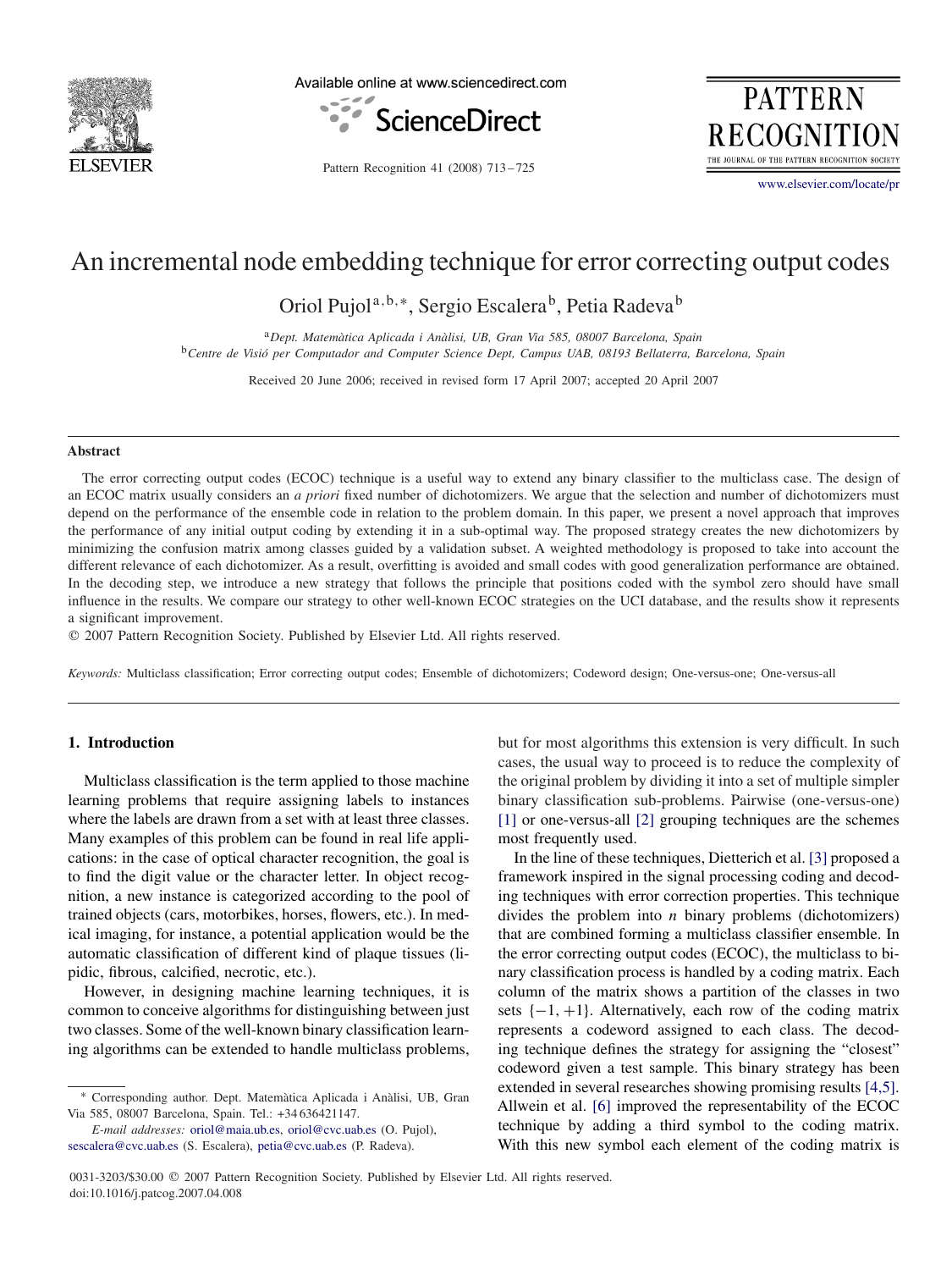# An incremental node embedding technique for error correcting output codes

Oriol Pujol[a,b,*], Sergio Escalera[b], Petia Radeva[b]

[a] *Dept. Matemàtica Aplicada i Anàlisi, UB, Gran Via 585, 08007 Barcelona, Spain*
[b] *Centre de Visió per Computador and Computer Science Dept, Campus UAB, 08193 Bellaterra, Barcelona, Spain*

Received 20 June 2006; received in revised form 17 April 2007; accepted 20 April 2007

## Abstract

The error correcting output codes (ECOC) technique is a useful way to extend any binary classifier to the multiclass case. The design of an ECOC matrix usually considers an *a priori* fixed number of dichotomizers. We argue that the selection and number of dichotomizers must depend on the performance of the ensemble code in relation to the problem domain. In this paper, we present a novel approach that improves the performance of any initial output coding by extending it in a sub-optimal way. The proposed strategy creates the new dichotomizers by minimizing the confusion matrix among classes guided by a validation subset. A weighted methodology is proposed to take into account the different relevance of each dichotomizer. As a result, overfitting is avoided and small codes with good generalization performance are obtained. In the decoding step, we introduce a new strategy that follows the principle that positions coded with the symbol zero should have small influence in the results. We compare our strategy to other well-known ECOC strategies on the UCI database, and the results show it represents a significant improvement.

© 2007 Pattern Recognition Society. Published by Elsevier Ltd. All rights reserved.

*Keywords:* Multiclass classification; Error correcting output codes; Ensemble of dichotomizers; Codeword design; One-versus-one; One-versus-all

## 1. Introduction

Multiclass classification is the term applied to those machine learning problems that require assigning labels to instances where the labels are drawn from a set with at least three classes. Many examples of this problem can be found in real life applications: in the case of optical character recognition, the goal is to find the digit value or the character letter. In object recognition, a new instance is categorized according to the pool of trained objects (cars, motorbikes, horses, flowers, etc.). In medical imaging, for instance, a potential application would be the automatic classification of different kind of plaque tissues (lipidic, fibrous, calcified, necrotic, etc.).

However, in designing machine learning techniques, it is common to conceive algorithms for distinguishing between just two classes. Some of the well-known binary classification learning algorithms can be extended to handle multiclass problems, but for most algorithms this extension is very difficult. In such cases, the usual way to proceed is to reduce the complexity of the original problem by dividing it into a set of multiple simpler binary classification sub-problems. Pairwise (one-versus-one) [1] or one-versus-all [2] grouping techniques are the schemes most frequently used.

In the line of these techniques, Dietterich et al. [3] proposed a framework inspired in the signal processing coding and decoding techniques with error correction properties. This technique divides the problem into $n$ binary problems (dichotomizers) that are combined forming a multiclass classifier ensemble. In the error correcting output codes (ECOC), the multiclass to binary classification process is handled by a coding matrix. Each column of the matrix shows a partition of the classes in two sets $\{-1, +1\}$. Alternatively, each row of the coding matrix represents a codeword assigned to each class. The decoding technique defines the strategy for assigning the "closest" codeword given a test sample. This binary strategy has been extended in several researches showing promising results [4,5]. Allwein et al. [6] improved the representability of the ECOC technique by adding a third symbol to the coding matrix. With this new symbol each element of the coding matrix is

* Corresponding author. Dept. Matemàtica Aplicada i Anàlisi, UB, Gran Via 585, 08007 Barcelona, Spain. Tel.: +34 636421147.

*E-mail addresses:* oriol@maia.ub.es, oriol@cvc.uab.es (O. Pujol), sescalera@cvc.uab.es (S. Escalera), petia@cvc.uab.es (P. Radeva).

0031-3203/$30.00 © 2007 Pattern Recognition Society. Published by Elsevier Ltd. All rights reserved.
doi:10.1016/j.patcog.2007.04.008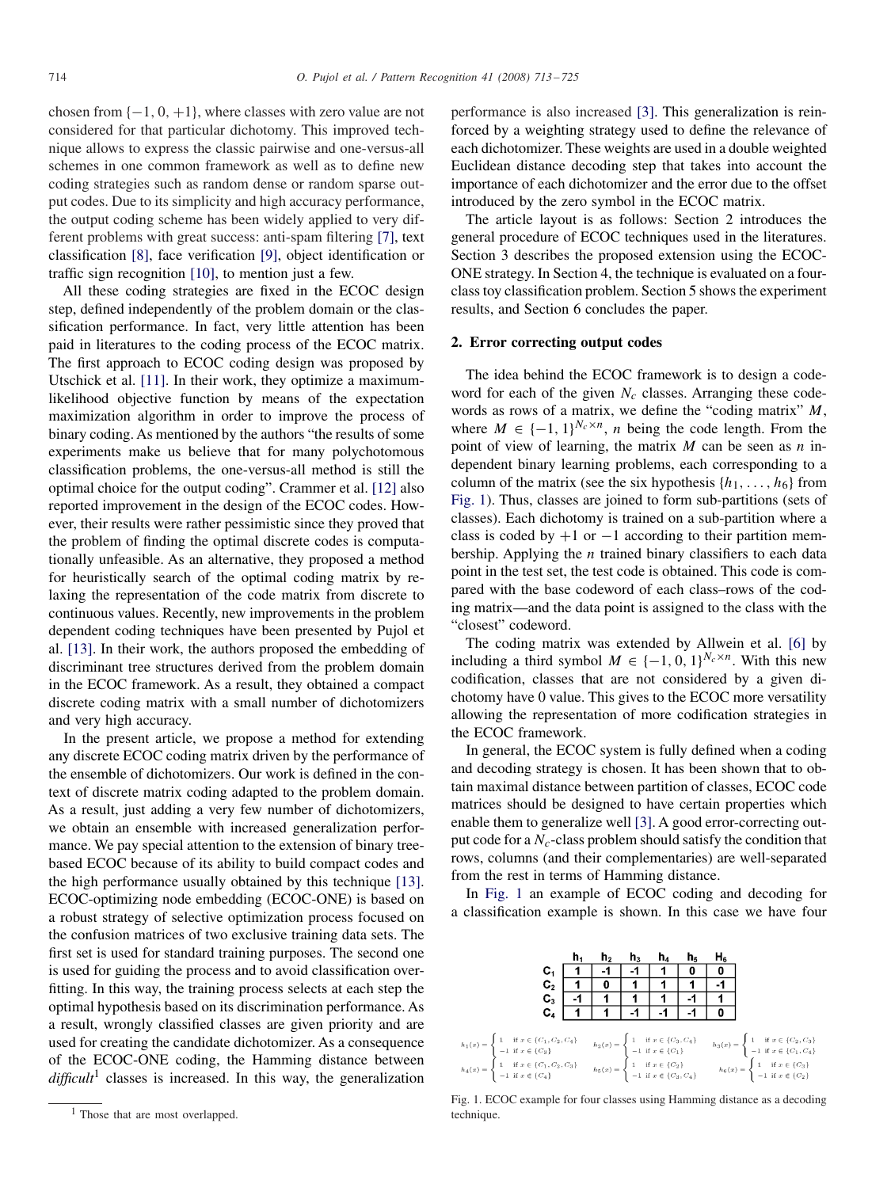chosen from $\{-1, 0, +1\}$, where classes with zero value are not considered for that particular dichotomy. This improved technique allows to express the classic pairwise and one-versus-all schemes in one common framework as well as to define new coding strategies such as random dense or random sparse output codes. Due to its simplicity and high accuracy performance, the output coding scheme has been widely applied to very different problems with great success: anti-spam filtering [7], text classification [8], face verification [9], object identification or traffic sign recognition [10], to mention just a few.

All these coding strategies are fixed in the ECOC design step, defined independently of the problem domain or the classification performance. In fact, very little attention has been paid in literatures to the coding process of the ECOC matrix. The first approach to ECOC coding design was proposed by Utschick et al. [11]. In their work, they optimize a maximum-likelihood objective function by means of the expectation maximization algorithm in order to improve the process of binary coding. As mentioned by the authors "the results of some experiments make us believe that for many polychotomous classification problems, the one-versus-all method is still the optimal choice for the output coding". Crammer et al. [12] also reported improvement in the design of the ECOC codes. However, their results were rather pessimistic since they proved that the problem of finding the optimal discrete codes is computationally unfeasible. As an alternative, they proposed a method for heuristically search of the optimal coding matrix by relaxing the representation of the code matrix from discrete to continuous values. Recently, new improvements in the problem dependent coding techniques have been presented by Pujol et al. [13]. In their work, the authors proposed the embedding of discriminant tree structures derived from the problem domain in the ECOC framework. As a result, they obtained a compact discrete coding matrix with a small number of dichotomizers and very high accuracy.

In the present article, we propose a method for extending any discrete ECOC coding matrix driven by the performance of the ensemble of dichotomizers. Our work is defined in the context of discrete matrix coding adapted to the problem domain. As a result, just adding a very few number of dichotomizers, we obtain an ensemble with increased generalization performance. We pay special attention to the extension of binary tree-based ECOC because of its ability to build compact codes and the high performance usually obtained by this technique [13]. ECOC-optimizing node embedding (ECOC-ONE) is based on a robust strategy of selective optimization process focused on the confusion matrices of two exclusive training data sets. The first set is used for standard training purposes. The second one is used for guiding the process and to avoid classification overfitting. In this way, the training process selects at each step the optimal hypothesis based on its discrimination performance. As a result, wrongly classified classes are given priority and are used for creating the candidate dichotomizer. As a consequence of the ECOC-ONE coding, the Hamming distance between *difficult*[1] classes is increased. In this way, the generalization performance is also increased [3]. This generalization is reinforced by a weighting strategy used to define the relevance of each dichotomizer. These weights are used in a double weighted Euclidean distance decoding step that takes into account the importance of each dichotomizer and the error due to the offset introduced by the zero symbol in the ECOC matrix.

[1] Those that are most overlapped.

The article layout is as follows: Section 2 introduces the general procedure of ECOC techniques used in the literatures. Section 3 describes the proposed extension using the ECOC-ONE strategy. In Section 4, the technique is evaluated on a four-class toy classification problem. Section 5 shows the experiment results, and Section 6 concludes the paper.

## 2. Error correcting output codes

The idea behind the ECOC framework is to design a codeword for each of the given $N_c$ classes. Arranging these codewords as rows of a matrix, we define the "coding matrix" $M$, where $M \in \{-1, 1\}^{N_c \times n}$, $n$ being the code length. From the point of view of learning, the matrix $M$ can be seen as $n$ independent binary learning problems, each corresponding to a column of the matrix (see the six hypothesis $\{h_1, \ldots, h_6\}$ from Fig. 1). Thus, classes are joined to form sub-partitions (sets of classes). Each dichotomy is trained on a sub-partition where a class is coded by $+1$ or $-1$ according to their partition membership. Applying the $n$ trained binary classifiers to each data point in the test set, the test code is obtained. This code is compared with the base codeword of each class–rows of the coding matrix—and the data point is assigned to the class with the "closest" codeword.

The coding matrix was extended by Allwein et al. [6] by including a third symbol $M \in \{-1, 0, 1\}^{N_c \times n}$. With this new codification, classes that are not considered by a given dichotomy have 0 value. This gives to the ECOC more versatility allowing the representation of more codification strategies in the ECOC framework.

In general, the ECOC system is fully defined when a coding and decoding strategy is chosen. It has been shown that to obtain maximal distance between partition of classes, ECOC code matrices should be designed to have certain properties which enable them to generalize well [3]. A good error-correcting output code for a $N_c$-class problem should satisfy the condition that rows, columns (and their complementaries) are well-separated from the rest in terms of Hamming distance.

In Fig. 1 an example of ECOC coding and decoding for a classification example is shown. In this case we have four

| | $h_1$ | $h_2$ | $h_3$ | $h_4$ | $h_5$ | $H_6$ |
|---|---|---|---|---|---|---|
| $C_1$ | 1 | -1 | -1 | 1 | 0 | 0 |
| $C_2$ | 1 | 0 | 1 | 1 | 1 | -1 |
| $C_3$ | -1 | 1 | 1 | 1 | -1 | 1 |
| $C_4$ | 1 | 1 | -1 | -1 | -1 | 0 |

$$h_1(x) = \begin{cases} 1 & \text{if } x \in \{C_1, C_2, C_4\} \\ -1 & \text{if } x \in \{C_3\} \end{cases} \quad h_2(x) = \begin{cases} 1 & \text{if } x \in \{C_3, C_4\} \\ -1 & \text{if } x \in \{C_1\} \end{cases} \quad h_3(x) = \begin{cases} 1 & \text{if } x \in \{C_2, C_3\} \\ -1 & \text{if } x \in \{C_1, C_4\} \end{cases}$$

$$h_4(x) = \begin{cases} 1 & \text{if } x \in \{C_1, C_2, C_3\} \\ -1 & \text{if } x \in \{C_4\} \end{cases} \quad h_5(x) = \begin{cases} 1 & \text{if } x \in \{C_2\} \\ -1 & \text{if } x \in \{C_3, C_4\} \end{cases} \quad h_6(x) = \begin{cases} 1 & \text{if } x \in \{C_3\} \\ -1 & \text{if } x \in \{C_2\} \end{cases}$$

Fig. 1. ECOC example for four classes using Hamming distance as a decoding technique.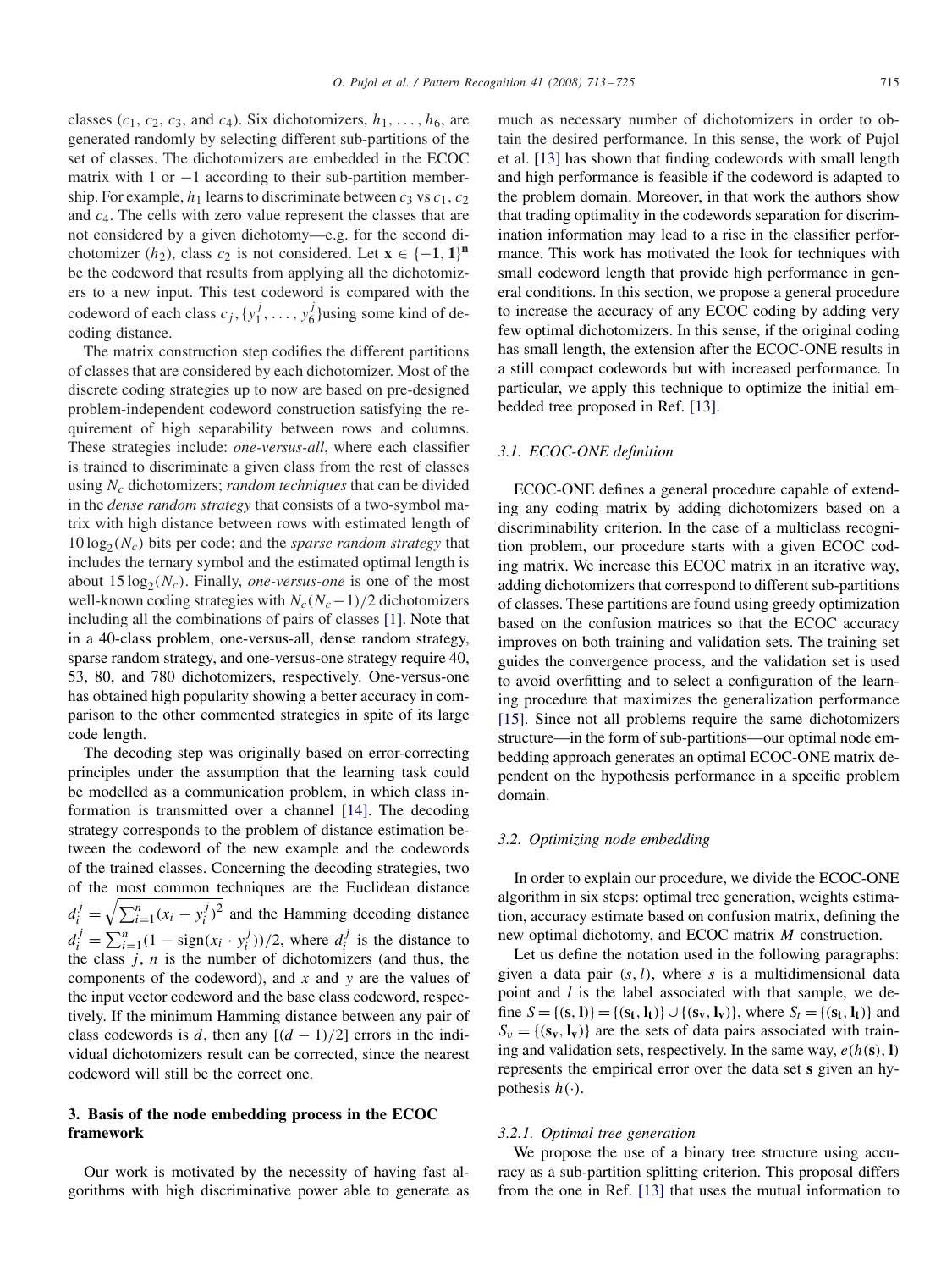classes ($c_1$, $c_2$, $c_3$, and $c_4$). Six dichotomizers, $h_1, \ldots, h_6$, are generated randomly by selecting different sub-partitions of the set of classes. The dichotomizers are embedded in the ECOC matrix with 1 or $-1$ according to their sub-partition membership. For example, $h_1$ learns to discriminate between $c_3$ vs $c_1$, $c_2$ and $c_4$. The cells with zero value represent the classes that are not considered by a given dichotomy—e.g. for the second dichotomizer ($h_2$), class $c_2$ is not considered. Let $\mathbf{x} \in \{-\mathbf{1}, \mathbf{1}\}^\mathbf{n}$ be the codeword that results from applying all the dichotomizers to a new input. This test codeword is compared with the codeword of each class $c_j$, $\{y_1^j, \ldots, y_6^j\}$using some kind of decoding distance.

The matrix construction step codifies the different partitions of classes that are considered by each dichotomizer. Most of the discrete coding strategies up to now are based on pre-designed problem-independent codeword construction satisfying the requirement of high separability between rows and columns. These strategies include: *one-versus-all*, where each classifier is trained to discriminate a given class from the rest of classes using $N_c$ dichotomizers; *random techniques* that can be divided in the *dense random strategy* that consists of a two-symbol matrix with high distance between rows with estimated length of $10 \log_2(N_c)$ bits per code; and the *sparse random strategy* that includes the ternary symbol and the estimated optimal length is about $15 \log_2(N_c)$. Finally, *one-versus-one* is one of the most well-known coding strategies with $N_c(N_c-1)/2$ dichotomizers including all the combinations of pairs of classes [1]. Note that in a 40-class problem, one-versus-all, dense random strategy, sparse random strategy, and one-versus-one strategy require 40, 53, 80, and 780 dichotomizers, respectively. One-versus-one has obtained high popularity showing a better accuracy in comparison to the other commented strategies in spite of its large code length.

The decoding step was originally based on error-correcting principles under the assumption that the learning task could be modelled as a communication problem, in which class information is transmitted over a channel [14]. The decoding strategy corresponds to the problem of distance estimation between the codeword of the new example and the codewords of the trained classes. Concerning the decoding strategies, two of the most common techniques are the Euclidean distance $d_i^j = \sqrt{\sum_{i=1}^n (x_i - y_i^j)^2}$ and the Hamming decoding distance $d_i^j = \sum_{i=1}^n (1 - \mathrm{sign}(x_i \cdot y_i^j))/2$, where $d_i^j$ is the distance to the class $j$, $n$ is the number of dichotomizers (and thus, the components of the codeword), and $x$ and $y$ are the values of the input vector codeword and the base class codeword, respectively. If the minimum Hamming distance between any pair of class codewords is $d$, then any $[(d-1)/2]$ errors in the individual dichotomizers result can be corrected, since the nearest codeword will still be the correct one.

## 3. Basis of the node embedding process in the ECOC framework

Our work is motivated by the necessity of having fast algorithms with high discriminative power able to generate as much as necessary number of dichotomizers in order to obtain the desired performance. In this sense, the work of Pujol et al. [13] has shown that finding codewords with small length and high performance is feasible if the codeword is adapted to the problem domain. Moreover, in that work the authors show that trading optimality in the codewords separation for discrimination information may lead to a rise in the classifier performance. This work has motivated the look for techniques with small codeword length that provide high performance in general conditions. In this section, we propose a general procedure to increase the accuracy of any ECOC coding by adding very few optimal dichotomizers. In this sense, if the original coding has small length, the extension after the ECOC-ONE results in a still compact codewords but with increased performance. In particular, we apply this technique to optimize the initial embedded tree proposed in Ref. [13].

### 3.1. ECOC-ONE definition

ECOC-ONE defines a general procedure capable of extending any coding matrix by adding dichotomizers based on a discriminability criterion. In the case of a multiclass recognition problem, our procedure starts with a given ECOC coding matrix. We increase this ECOC matrix in an iterative way, adding dichotomizers that correspond to different sub-partitions of classes. These partitions are found using greedy optimization based on the confusion matrices so that the ECOC accuracy improves on both training and validation sets. The training set guides the convergence process, and the validation set is used to avoid overfitting and to select a configuration of the learning procedure that maximizes the generalization performance [15]. Since not all problems require the same dichotomizers structure—in the form of sub-partitions—our optimal node embedding approach generates an optimal ECOC-ONE matrix dependent on the hypothesis performance in a specific problem domain.

### 3.2. Optimizing node embedding

In order to explain our procedure, we divide the ECOC-ONE algorithm in six steps: optimal tree generation, weights estimation, accuracy estimate based on confusion matrix, defining the new optimal dichotomy, and ECOC matrix $M$ construction.

Let us define the notation used in the following paragraphs: given a data pair $(s, l)$, where $s$ is a multidimensional data point and $l$ is the label associated with that sample, we define $S = \{(\mathbf{s}, \mathbf{l})\} = \{(\mathbf{s_t}, \mathbf{l_t})\} \cup \{(\mathbf{s_v}, \mathbf{l_v})\}$, where $S_t = \{(\mathbf{s_t}, \mathbf{l_t})\}$ and $S_v = \{(\mathbf{s_v}, \mathbf{l_v})\}$ are the sets of data pairs associated with training and validation sets, respectively. In the same way, $e(h(\mathbf{s}), \mathbf{l})$ represents the empirical error over the data set $\mathbf{s}$ given an hypothesis $h(\cdot)$.

#### 3.2.1. Optimal tree generation

We propose the use of a binary tree structure using accuracy as a sub-partition splitting criterion. This proposal differs from the one in Ref. [13] that uses the mutual information to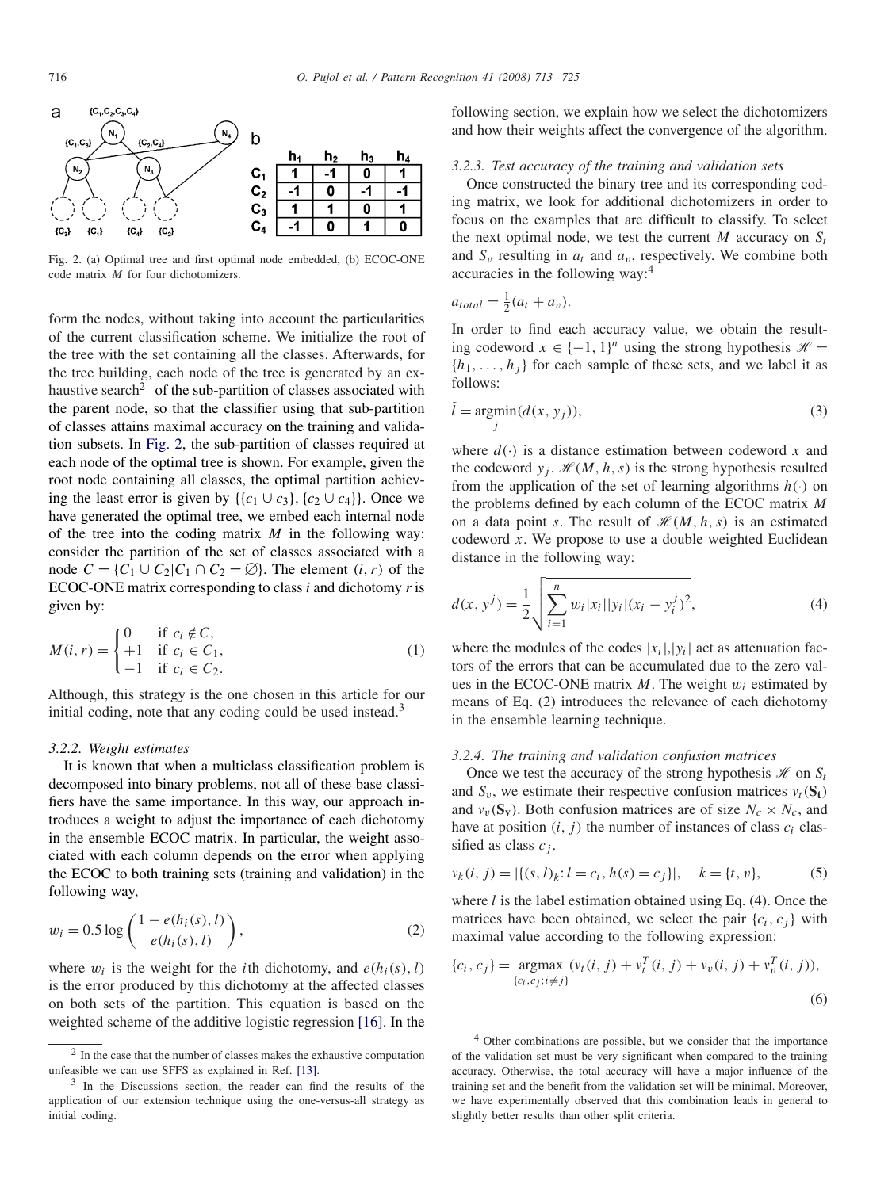| | $h_1$ | $h_2$ | $h_3$ | $h_4$ |
|---|---|---|---|---|
| $C_1$ | 1 | -1 | 0 | 1 |
| $C_2$ | -1 | 0 | -1 | -1 |
| $C_3$ | 1 | 1 | 0 | 1 |
| $C_4$ | -1 | 0 | 1 | 0 |

Fig. 2. (a) Optimal tree and first optimal node embedded, (b) ECOC-ONE code matrix $M$ for four dichotomizers.

form the nodes, without taking into account the particularities of the current classification scheme. We initialize the root of the tree with the set containing all the classes. Afterwards, for the tree building, each node of the tree is generated by an exhaustive search[2] of the sub-partition of classes associated with the parent node, so that the classifier using that sub-partition of classes attains maximal accuracy on the training and validation subsets. In Fig. 2, the sub-partition of classes required at each node of the optimal tree is shown. For example, given the root node containing all classes, the optimal partition achieving the least error is given by $\{\{c_1 \cup c_3\}, \{c_2 \cup c_4\}\}$. Once we have generated the optimal tree, we embed each internal node of the tree into the coding matrix $M$ in the following way: consider the partition of the set of classes associated with a node $C = \{C_1 \cup C_2 | C_1 \cap C_2 = \varnothing\}$. The element $(i, r)$ of the ECOC-ONE matrix corresponding to class $i$ and dichotomy $r$ is given by:

$$M(i,r) = \begin{cases} 0 & \text{if } c_i \notin C, \\ +1 & \text{if } c_i \in C_1, \\ -1 & \text{if } c_i \in C_2. \end{cases} \tag{1}$$

Although, this strategy is the one chosen in this article for our initial coding, note that any coding could be used instead.[3]

#### 3.2.2. Weight estimates

It is known that when a multiclass classification problem is decomposed into binary problems, not all of these base classifiers have the same importance. In this way, our approach introduces a weight to adjust the importance of each dichotomy in the ensemble ECOC matrix. In particular, the weight associated with each column depends on the error when applying the ECOC to both training sets (training and validation) in the following way,

$$w_i = 0.5 \log\left(\frac{1 - e(h_i(s), l)}{e(h_i(s), l)}\right), \tag{2}$$

where $w_i$ is the weight for the $i$th dichotomy, and $e(h_i(s), l)$ is the error produced by this dichotomy at the affected classes on both sets of the partition. This equation is based on the weighted scheme of the additive logistic regression [16]. In the following section, we explain how we select the dichotomizers and how their weights affect the convergence of the algorithm.

#### 3.2.3. Test accuracy of the training and validation sets

Once constructed the binary tree and its corresponding coding matrix, we look for additional dichotomizers in order to focus on the examples that are difficult to classify. To select the next optimal node, we test the current $M$ accuracy on $S_t$ and $S_v$ resulting in $a_t$ and $a_v$, respectively. We combine both accuracies in the following way:[4]

$$a_{total} = \tfrac{1}{2}(a_t + a_v).$$

In order to find each accuracy value, we obtain the resulting codeword $x \in \{-1, 1\}^n$ using the strong hypothesis $\mathscr{H} = \{h_1, \ldots, h_j\}$ for each sample of these sets, and we label it as follows:

$$\tilde{l} = \underset{j}{\operatorname{argmin}}(d(x, y_j)), \tag{3}$$

where $d(\cdot)$ is a distance estimation between codeword $x$ and the codeword $y_j$. $\mathscr{H}(M, h, s)$ is the strong hypothesis resulted from the application of the set of learning algorithms $h(\cdot)$ on the problems defined by each column of the ECOC matrix $M$ on a data point $s$. The result of $\mathscr{H}(M, h, s)$ is an estimated codeword $x$. We propose to use a double weighted Euclidean distance in the following way:

$$d(x, y^j) = \frac{1}{2}\sqrt{\sum_{i=1}^{n} w_i |x_i||y_i|(x_i - y_i^j)^2}, \tag{4}$$

where the modules of the codes $|x_i|$,$|y_i|$ act as attenuation factors of the errors that can be accumulated due to the zero values in the ECOC-ONE matrix $M$. The weight $w_i$ estimated by means of Eq. (2) introduces the relevance of each dichotomy in the ensemble learning technique.

#### 3.2.4. The training and validation confusion matrices

Once we test the accuracy of the strong hypothesis $\mathscr{H}$ on $S_t$ and $S_v$, we estimate their respective confusion matrices $v_t(\mathbf{S_t})$ and $v_v(\mathbf{S_v})$. Both confusion matrices are of size $N_c \times N_c$, and have at position $(i, j)$ the number of instances of class $c_i$ classified as class $c_j$.

$$v_k(i,j) = |\{(s,l)_k : l = c_i, h(s) = c_j\}|, \quad k = \{t, v\}, \tag{5}$$

where $l$ is the label estimation obtained using Eq. (4). Once the matrices have been obtained, we select the pair $\{c_i, c_j\}$ with maximal value according to the following expression:

$$\{c_i, c_j\} = \underset{\{c_i, c_j; i \neq j\}}{\operatorname{argmax}} (v_t(i,j) + v_t^T(i,j) + v_v(i,j) + v_v^T(i,j)), \tag{6}$$

[2] In the case that the number of classes makes the exhaustive computation unfeasible we can use SFFS as explained in Ref. [13].

[3] In the Discussions section, the reader can find the results of the application of our extension technique using the one-versus-all strategy as initial coding.

[4] Other combinations are possible, but we consider that the importance of the validation set must be very significant when compared to the training accuracy. Otherwise, the total accuracy will have a major influence of the training set and the benefit from the validation set will be minimal. Moreover, we have experimentally observed that this combination leads in general to slightly better results than other split criteria.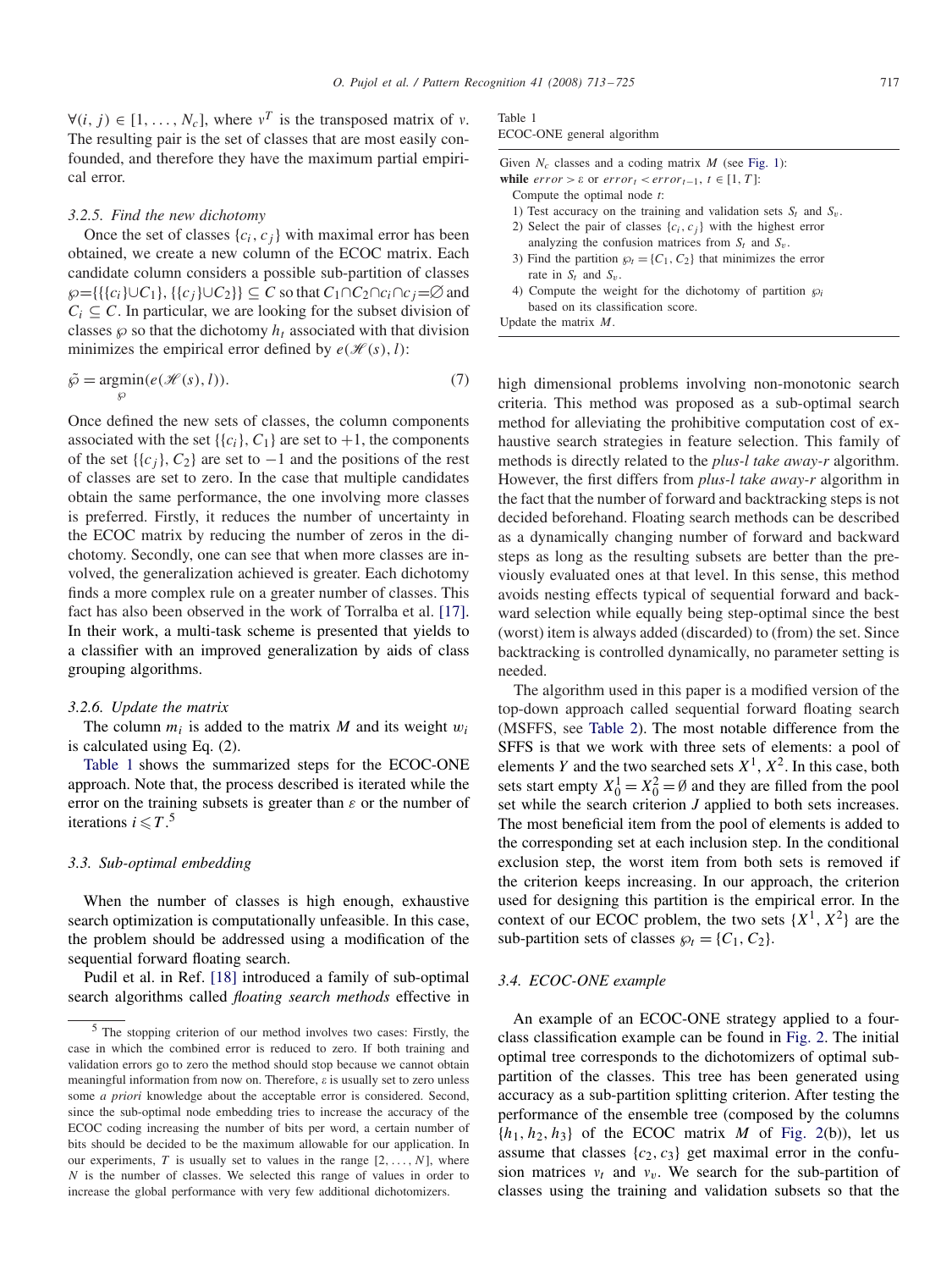$\forall(i, j) \in [1, \ldots, N_c]$, where $v^T$ is the transposed matrix of $v$. The resulting pair is the set of classes that are most easily confounded, and therefore they have the maximum partial empirical error.

#### 3.2.5. Find the new dichotomy

Once the set of classes $\{c_i, c_j\}$ with maximal error has been obtained, we create a new column of the ECOC matrix. Each candidate column considers a possible sub-partition of classes $\wp = \{\{\{c_i\} \cup C_1\}, \{\{c_j\} \cup C_2\}\} \subseteq C$ so that $C_1 \cap C_2 \cap c_i \cap c_j = \emptyset$ and $C_i \subseteq C$. In particular, we are looking for the subset division of classes $\wp$ so that the dichotomy $h_t$ associated with that division minimizes the empirical error defined by $e(\mathscr{H}(s), l)$:

$$\tilde{\wp} = \underset{\wp}{\operatorname{argmin}}(e(\mathscr{H}(s), l)). \tag{7}$$

Once defined the new sets of classes, the column components associated with the set $\{\{c_i\}, C_1\}$ are set to $+1$, the components of the set $\{\{c_j\}, C_2\}$ are set to $-1$ and the positions of the rest of classes are set to zero. In the case that multiple candidates obtain the same performance, the one involving more classes is preferred. Firstly, it reduces the number of uncertainty in the ECOC matrix by reducing the number of zeros in the dichotomy. Secondly, one can see that when more classes are involved, the generalization achieved is greater. Each dichotomy finds a more complex rule on a greater number of classes. This fact has also been observed in the work of Torralba et al. [17]. In their work, a multi-task scheme is presented that yields to a classifier with an improved generalization by aids of class grouping algorithms.

#### 3.2.6. Update the matrix

The column $m_i$ is added to the matrix $M$ and its weight $w_i$ is calculated using Eq. (2).

Table 1 shows the summarized steps for the ECOC-ONE approach. Note that, the process described is iterated while the error on the training subsets is greater than $\varepsilon$ or the number of iterations $i \leqslant T$.[5]

### 3.3. Sub-optimal embedding

When the number of classes is high enough, exhaustive search optimization is computationally unfeasible. In this case, the problem should be addressed using a modification of the sequential forward floating search.

Pudil et al. in Ref. [18] introduced a family of sub-optimal search algorithms called *floating search methods* effective in high dimensional problems involving non-monotonic search criteria. This method was proposed as a sub-optimal search method for alleviating the prohibitive computation cost of exhaustive search strategies in feature selection. This family of methods is directly related to the *plus-l take away-r* algorithm. However, the first differs from *plus-l take away-r* algorithm in the fact that the number of forward and backtracking steps is not decided beforehand. Floating search methods can be described as a dynamically changing number of forward and backward steps as long as the resulting subsets are better than the previously evaluated ones at that level. In this sense, this method avoids nesting effects typical of sequential forward and backward selection while equally being step-optimal since the best (worst) item is always added (discarded) to (from) the set. Since backtracking is controlled dynamically, no parameter setting is needed.

The algorithm used in this paper is a modified version of the top-down approach called sequential forward floating search (MSFFS, see Table 2). The most notable difference from the SFFS is that we work with three sets of elements: a pool of elements $Y$ and the two searched sets $X^1, X^2$. In this case, both sets start empty $X_0^1 = X_0^2 = \emptyset$ and they are filled from the pool set while the search criterion $J$ applied to both sets increases. The most beneficial item from the pool of elements is added to the corresponding set at each inclusion step. In the conditional exclusion step, the worst item from both sets is removed if the criterion keeps increasing. In our approach, the criterion used for designing this partition is the empirical error. In the context of our ECOC problem, the two sets $\{X^1, X^2\}$ are the sub-partition sets of classes $\wp_t = \{C_1, C_2\}$.

Table 1
ECOC-ONE general algorithm

| |
|---|
| Given $N_c$ classes and a coding matrix $M$ (see Fig. 1): |
| **while** $error > \varepsilon$ or $error_t < error_{t-1}$, $t \in [1, T]$: |
| Compute the optimal node $t$: |
| 1) Test accuracy on the training and validation sets $S_t$ and $S_v$. |
| 2) Select the pair of classes $\{c_i, c_j\}$ with the highest error analyzing the confusion matrices from $S_t$ and $S_v$. |
| 3) Find the partition $\wp_t = \{C_1, C_2\}$ that minimizes the error rate in $S_t$ and $S_v$. |
| 4) Compute the weight for the dichotomy of partition $\wp_i$ based on its classification score. |
| Update the matrix $M$. |

### 3.4. ECOC-ONE example

An example of an ECOC-ONE strategy applied to a four-class classification example can be found in Fig. 2. The initial optimal tree corresponds to the dichotomizers of optimal sub-partition of the classes. This tree has been generated using accuracy as a sub-partition splitting criterion. After testing the performance of the ensemble tree (composed by the columns $\{h_1, h_2, h_3\}$ of the ECOC matrix $M$ of Fig. 2(b)), let us assume that classes $\{c_2, c_3\}$ get maximal error in the confusion matrices $v_t$ and $v_v$. We search for the sub-partition of classes using the training and validation subsets so that the

[5] The stopping criterion of our method involves two cases: Firstly, the case in which the combined error is reduced to zero. If both training and validation errors go to zero the method should stop because we cannot obtain meaningful information from now on. Therefore, $\varepsilon$ is usually set to zero unless some *a priori* knowledge about the acceptable error is considered. Second, since the sub-optimal node embedding tries to increase the accuracy of the ECOC coding increasing the number of bits per word, a certain number of bits should be decided to be the maximum allowable for our application. In our experiments, $T$ is usually set to values in the range $[2, \ldots, N]$, where $N$ is the number of classes. We selected this range of values in order to increase the global performance with very few additional dichotomizers.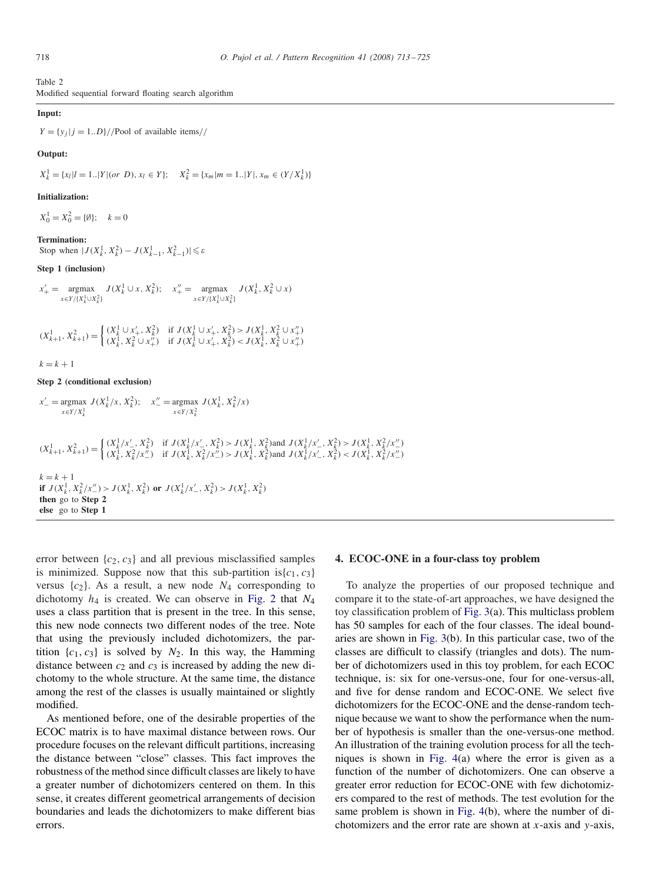Table 2
Modified sequential forward floating search algorithm

**Input:**

$Y = \{y_j | j = 1..D\}$//Pool of available items//

**Output:**

$X_k^1 = \{x_l | l = 1..|Y| (or\ D), x_l \in Y\}$; $\quad X_k^2 = \{x_m | m = 1..|Y|, x_m \in (Y/X_k^1)\}$

**Initialization:**

$X_0^1 = X_0^2 = \{\emptyset\}$; $\quad k = 0$

**Termination:**
Stop when $|J(X_k^1, X_k^2) - J(X_{k-1}^1, X_{k-1}^2)| \leqslant \varepsilon$

**Step 1 (inclusion)**

$$x'_+ = \underset{x \in Y/\{X_k^1 \cup X_k^2\}}{\text{argmax}} \; J(X_k^1 \cup x, X_k^2); \quad x''_+ = \underset{x \in Y/\{X_k^1 \cup X_k^2\}}{\text{argmax}} \; J(X_k^1, X_k^2 \cup x)$$

$$(X_{k+1}^1, X_{k+1}^2) = \begin{cases} (X_k^1 \cup x'_+, X_k^2) & \text{if } J(X_k^1 \cup x'_+, X_k^2) > J(X_k^1, X_k^2 \cup x''_+) \\ (X_k^1, X_k^2 \cup x''_+) & \text{if } J(X_k^1 \cup x'_+, X_k^2) < J(X_k^1, X_k^2 \cup x''_+) \end{cases}$$

$k = k + 1$

**Step 2 (conditional exclusion)**

$$x'_- = \underset{x \in Y/X_k^1}{\text{argmax}} \; J(X_k^1/x, X_k^2); \quad x''_- = \underset{x \in Y/X_k^2}{\text{argmax}} \; J(X_k^1, X_k^2/x)$$

$$(X_{k+1}^1, X_{k+1}^2) = \begin{cases} (X_k^1/x'_-, X_k^2) & \text{if } J(X_k^1/x'_-, X_k^2) > J(X_k^1, X_k^2) \text{and } J(X_k^1/x'_-, X_k^2) > J(X_k^1, X_k^2/x''_-) \\ (X_k^1, X_k^2/x''_-) & \text{if } J(X_k^1, X_k^2/x''_-) > J(X_k^1, X_k^2) \text{and } J(X_k^1/x'_-, X_k^2) < J(X_k^1, X_k^2/x''_-) \end{cases}$$

$k = k + 1$
**if** $J(X_k^1, X_k^2/x''_-) > J(X_k^1, X_k^2)$ **or** $J(X_k^1/x'_-, X_k^2) > J(X_k^1, X_k^2)$
**then** go to **Step 2**
**else** go to **Step 1**

error between $\{c_2, c_3\}$ and all previous misclassified samples is minimized. Suppose now that this sub-partition is $\{c_1, c_3\}$ versus $\{c_2\}$. As a result, a new node $N_4$ corresponding to dichotomy $h_4$ is created. We can observe in Fig. 2 that $N_4$ uses a class partition that is present in the tree. In this sense, this new node connects two different nodes of the tree. Note that using the previously included dichotomizers, the partition $\{c_1, c_3\}$ is solved by $N_2$. In this way, the Hamming distance between $c_2$ and $c_3$ is increased by adding the new dichotomy to the whole structure. At the same time, the distance among the rest of the classes is usually maintained or slightly modified.

As mentioned before, one of the desirable properties of the ECOC matrix is to have maximal distance between rows. Our procedure focuses on the relevant difficult partitions, increasing the distance between "close" classes. This fact improves the robustness of the method since difficult classes are likely to have a greater number of dichotomizers centered on them. In this sense, it creates different geometrical arrangements of decision boundaries and leads the dichotomizers to make different bias errors.

## 4. ECOC-ONE in a four-class toy problem

To analyze the properties of our proposed technique and compare it to the state-of-art approaches, we have designed the toy classification problem of Fig. 3(a). This multiclass problem has 50 samples for each of the four classes. The ideal boundaries are shown in Fig. 3(b). In this particular case, two of the classes are difficult to classify (triangles and dots). The number of dichotomizers used in this toy problem, for each ECOC technique, is: six for one-versus-one, four for one-versus-all, and five for dense random and ECOC-ONE. We select five dichotomizers for the ECOC-ONE and the dense-random technique because we want to show the performance when the number of hypothesis is smaller than the one-versus-one method. An illustration of the training evolution process for all the techniques is shown in Fig. 4(a) where the error is given as a function of the number of dichotomizers. One can observe a greater error reduction for ECOC-ONE with few dichotomizers compared to the rest of methods. The test evolution for the same problem is shown in Fig. 4(b), where the number of dichotomizers and the error rate are shown at $x$-axis and $y$-axis,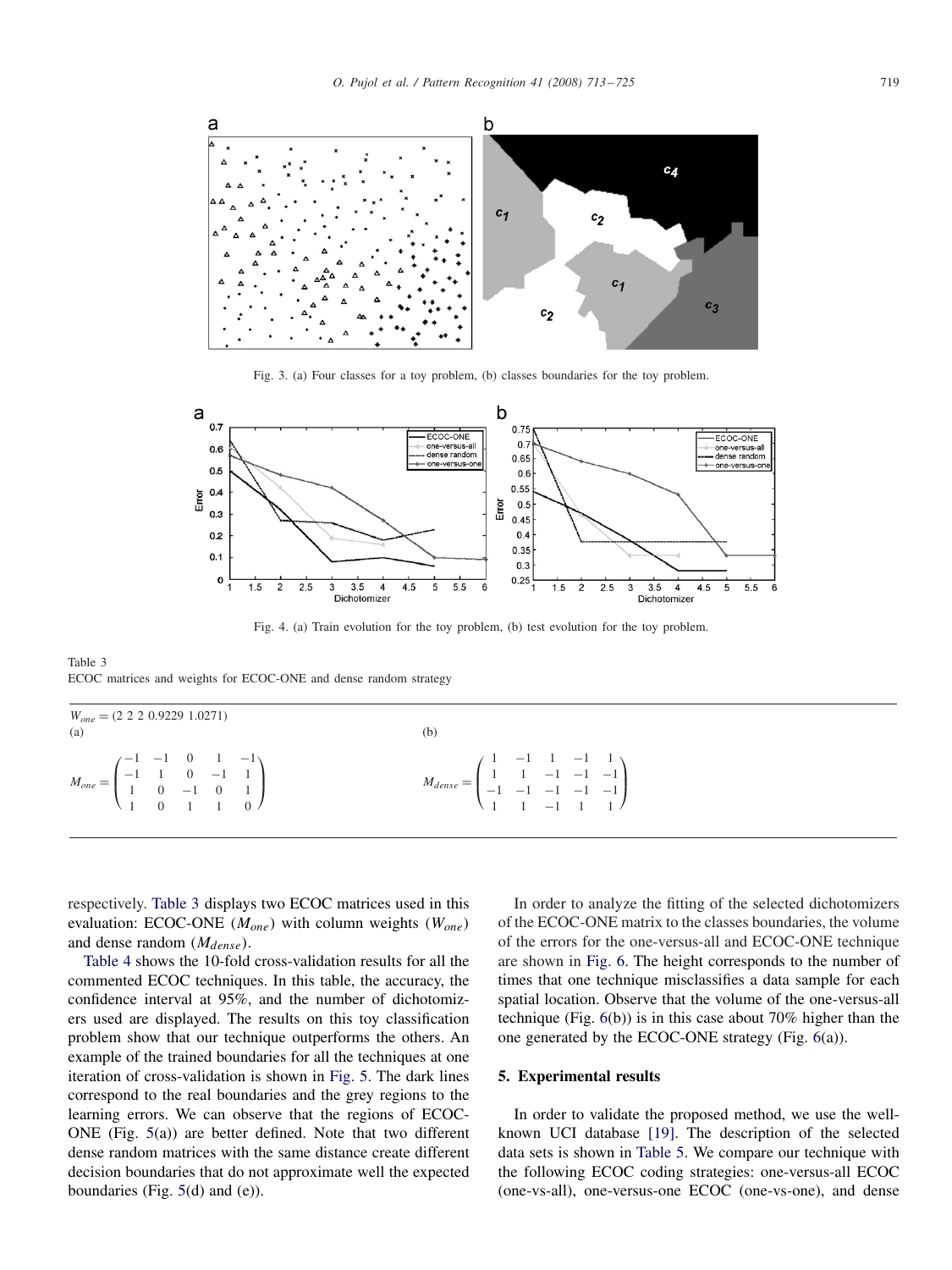Fig. 3. (a) Four classes for a toy problem, (b) classes boundaries for the toy problem.

Fig. 4. (a) Train evolution for the toy problem, (b) test evolution for the toy problem.

Table 3
ECOC matrices and weights for ECOC-ONE and dense random strategy

$W_{one} = (2\ 2\ 2\ 0.9229\ 1.0271)$

(a)

$$M_{one} = \begin{pmatrix} -1 & -1 & 0 & 1 & -1 \\ -1 & 1 & 0 & -1 & 1 \\ 1 & 0 & -1 & 0 & 1 \\ 1 & 0 & 1 & 1 & 0 \end{pmatrix}$$

(b)

$$M_{dense} = \begin{pmatrix} 1 & -1 & 1 & -1 & 1 \\ 1 & 1 & -1 & -1 & -1 \\ -1 & -1 & -1 & -1 & -1 \\ 1 & 1 & -1 & 1 & 1 \end{pmatrix}$$

respectively. Table 3 displays two ECOC matrices used in this evaluation: ECOC-ONE ($M_{one}$) with column weights ($W_{one}$) and dense random ($M_{dense}$).

Table 4 shows the 10-fold cross-validation results for all the commented ECOC techniques. In this table, the accuracy, the confidence interval at 95%, and the number of dichotomizers used are displayed. The results on this toy classification problem show that our technique outperforms the others. An example of the trained boundaries for all the techniques at one iteration of cross-validation is shown in Fig. 5. The dark lines correspond to the real boundaries and the grey regions to the learning errors. We can observe that the regions of ECOC-ONE (Fig. 5(a)) are better defined. Note that two different dense random matrices with the same distance create different decision boundaries that do not approximate well the expected boundaries (Fig. 5(d) and (e)).

In order to analyze the fitting of the selected dichotomizers of the ECOC-ONE matrix to the classes boundaries, the volume of the errors for the one-versus-all and ECOC-ONE technique are shown in Fig. 6. The height corresponds to the number of times that one technique misclassifies a data sample for each spatial location. Observe that the volume of the one-versus-all technique (Fig. 6(b)) is in this case about 70% higher than the one generated by the ECOC-ONE strategy (Fig. 6(a)).

## 5. Experimental results

In order to validate the proposed method, we use the well-known UCI database [19]. The description of the selected data sets is shown in Table 5. We compare our technique with the following ECOC coding strategies: one-versus-all ECOC (one-vs-all), one-versus-one ECOC (one-vs-one), and dense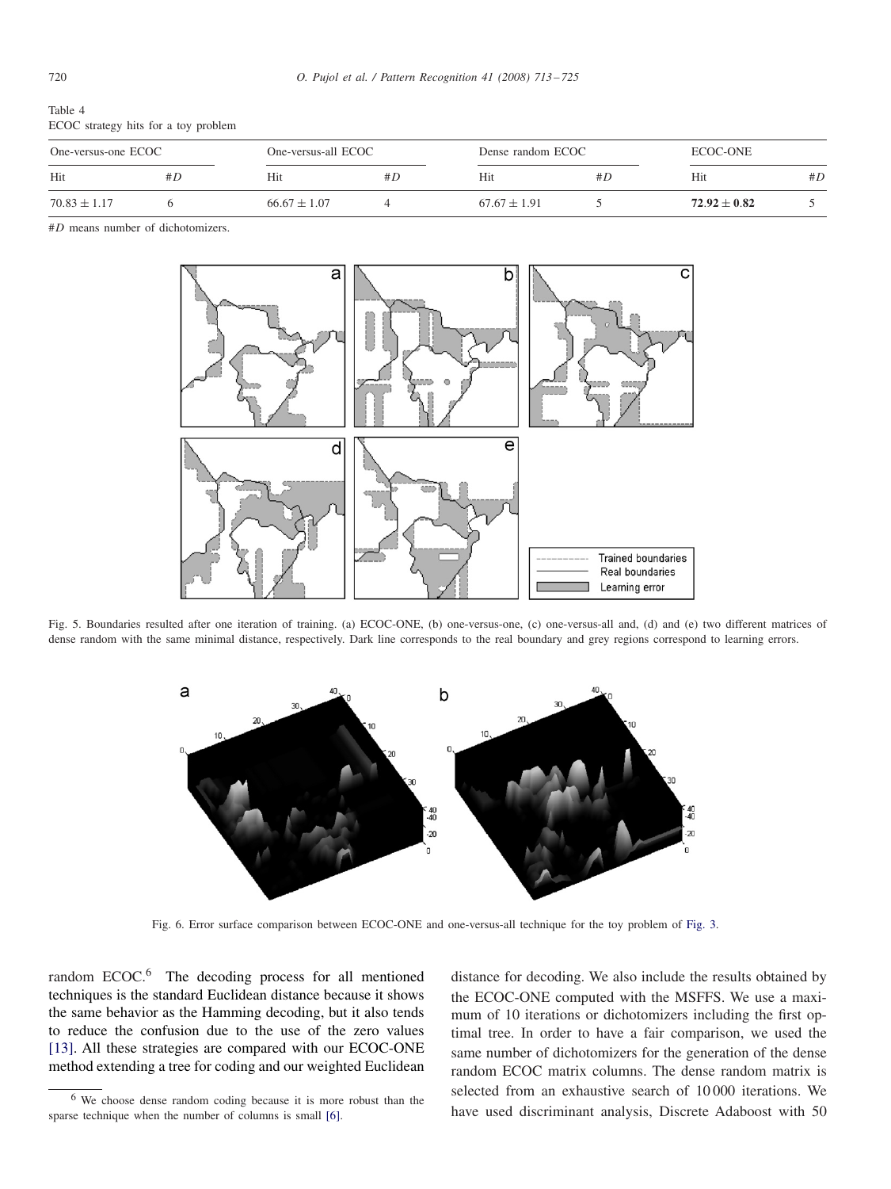Table 4
ECOC strategy hits for a toy problem

| One-versus-one ECOC | | One-versus-all ECOC | | Dense random ECOC | | ECOC-ONE | |
|---|---|---|---|---|---|---|---|
| Hit | #D | Hit | #D | Hit | #D | Hit | #D |
| $70.83 \pm 1.17$ | 6 | $66.67 \pm 1.07$ | 4 | $67.67 \pm 1.91$ | 5 | $\mathbf{72.92 \pm 0.82}$ | 5 |

#D means number of dichotomizers.

Fig. 5. Boundaries resulted after one iteration of training. (a) ECOC-ONE, (b) one-versus-one, (c) one-versus-all and, (d) and (e) two different matrices of dense random with the same minimal distance, respectively. Dark line corresponds to the real boundary and grey regions correspond to learning errors.

Fig. 6. Error surface comparison between ECOC-ONE and one-versus-all technique for the toy problem of Fig. 3.

random ECOC.[6] The decoding process for all mentioned techniques is the standard Euclidean distance because it shows the same behavior as the Hamming decoding, but it also tends to reduce the confusion due to the use of the zero values [13]. All these strategies are compared with our ECOC-ONE method extending a tree for coding and our weighted Euclidean distance for decoding. We also include the results obtained by the ECOC-ONE computed with the MSFFS. We use a maximum of 10 iterations or dichotomizers including the first optimal tree. In order to have a fair comparison, we used the same number of dichotomizers for the generation of the dense random ECOC matrix columns. The dense random matrix is selected from an exhaustive search of 10 000 iterations. We have used discriminant analysis, Discrete Adaboost with 50

[6] We choose dense random coding because it is more robust than the sparse technique when the number of columns is small [6].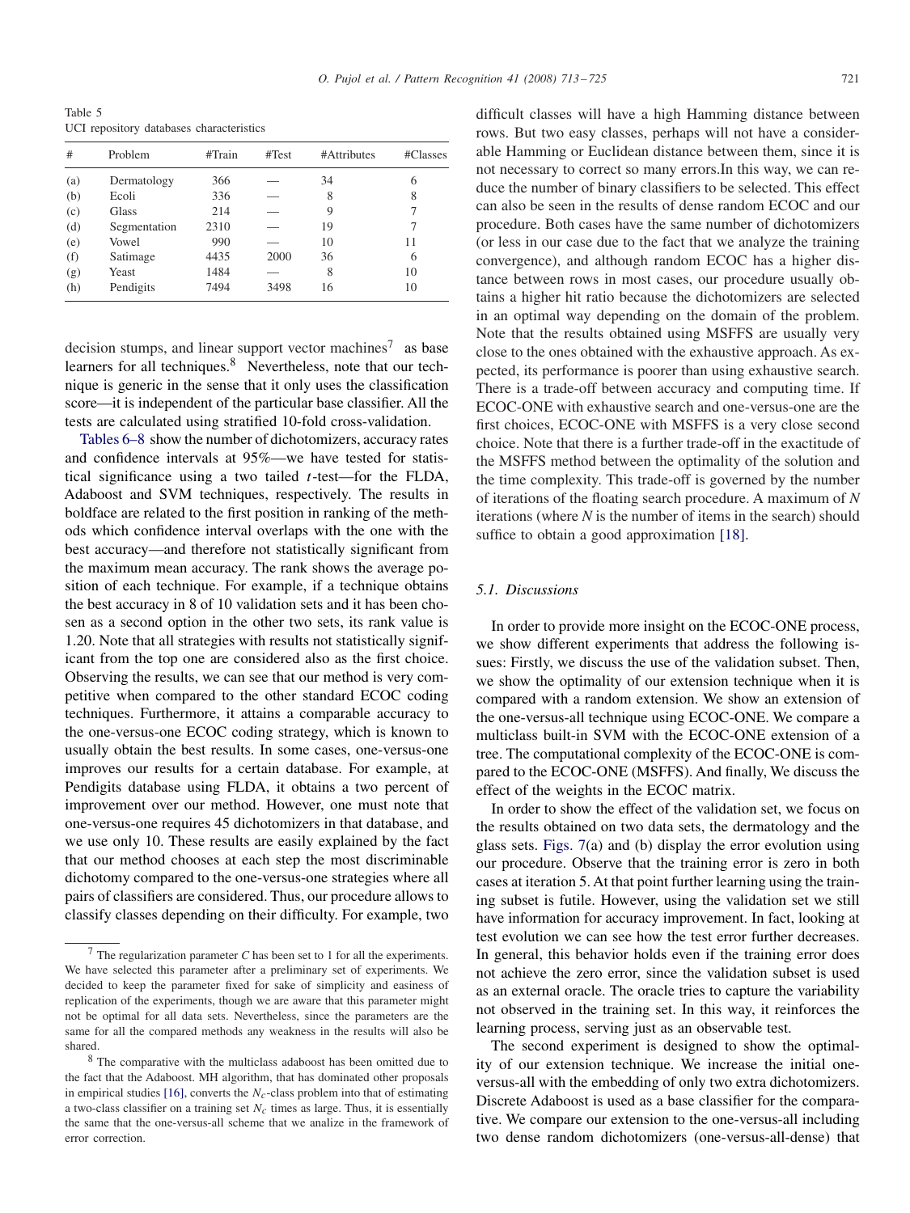Table 5
UCI repository databases characteristics

| # | Problem | #Train | #Test | #Attributes | #Classes |
|---|---|---|---|---|---|
| (a) | Dermatology | 366 | — | 34 | 6 |
| (b) | Ecoli | 336 | — | 8 | 8 |
| (c) | Glass | 214 | — | 9 | 7 |
| (d) | Segmentation | 2310 | — | 19 | 7 |
| (e) | Vowel | 990 | — | 10 | 11 |
| (f) | Satimage | 4435 | 2000 | 36 | 6 |
| (g) | Yeast | 1484 | — | 8 | 10 |
| (h) | Pendigits | 7494 | 3498 | 16 | 10 |

decision stumps, and linear support vector machines[7] as base learners for all techniques.[8] Nevertheless, note that our technique is generic in the sense that it only uses the classification score—it is independent of the particular base classifier. All the tests are calculated using stratified 10-fold cross-validation.

Tables 6–8 show the number of dichotomizers, accuracy rates and confidence intervals at 95%—we have tested for statistical significance using a two tailed $t$-test—for the FLDA, Adaboost and SVM techniques, respectively. The results in boldface are related to the first position in ranking of the methods which confidence interval overlaps with the one with the best accuracy—and therefore not statistically significant from the maximum mean accuracy. The rank shows the average position of each technique. For example, if a technique obtains the best accuracy in 8 of 10 validation sets and it has been chosen as a second option in the other two sets, its rank value is 1.20. Note that all strategies with results not statistically significant from the top one are considered also as the first choice. Observing the results, we can see that our method is very competitive when compared to the other standard ECOC coding techniques. Furthermore, it attains a comparable accuracy to the one-versus-one ECOC coding strategy, which is known to usually obtain the best results. In some cases, one-versus-one improves our results for a certain database. For example, at Pendigits database using FLDA, it obtains a two percent of improvement over our method. However, one must note that one-versus-one requires 45 dichotomizers in that database, and we use only 10. These results are easily explained by the fact that our method chooses at each step the most discriminable dichotomy compared to the one-versus-one strategies where all pairs of classifiers are considered. Thus, our procedure allows to classify classes depending on their difficulty. For example, two difficult classes will have a high Hamming distance between rows. But two easy classes, perhaps will not have a considerable Hamming or Euclidean distance between them, since it is not necessary to correct so many errors.In this way, we can reduce the number of binary classifiers to be selected. This effect can also be seen in the results of dense random ECOC and our procedure. Both cases have the same number of dichotomizers (or less in our case due to the fact that we analyze the training convergence), and although random ECOC has a higher distance between rows in most cases, our procedure usually obtains a higher hit ratio because the dichotomizers are selected in an optimal way depending on the domain of the problem. Note that the results obtained using MSFFS are usually very close to the ones obtained with the exhaustive approach. As expected, its performance is poorer than using exhaustive search. There is a trade-off between accuracy and computing time. If ECOC-ONE with exhaustive search and one-versus-one are the first choices, ECOC-ONE with MSFFS is a very close second choice. Note that there is a further trade-off in the exactitude of the MSFFS method between the optimality of the solution and the time complexity. This trade-off is governed by the number of iterations of the floating search procedure. A maximum of $N$ iterations (where $N$ is the number of items in the search) should suffice to obtain a good approximation [18].

### 5.1. Discussions

In order to provide more insight on the ECOC-ONE process, we show different experiments that address the following issues: Firstly, we discuss the use of the validation subset. Then, we show the optimality of our extension technique when it is compared with a random extension. We show an extension of the one-versus-all technique using ECOC-ONE. We compare a multiclass built-in SVM with the ECOC-ONE extension of a tree. The computational complexity of the ECOC-ONE is compared to the ECOC-ONE (MSFFS). And finally, We discuss the effect of the weights in the ECOC matrix.

In order to show the effect of the validation set, we focus on the results obtained on two data sets, the dermatology and the glass sets. Figs. 7(a) and (b) display the error evolution using our procedure. Observe that the training error is zero in both cases at iteration 5. At that point further learning using the training subset is futile. However, using the validation set we still have information for accuracy improvement. In fact, looking at test evolution we can see how the test error further decreases. In general, this behavior holds even if the training error does not achieve the zero error, since the validation subset is used as an external oracle. The oracle tries to capture the variability not observed in the training set. In this way, it reinforces the learning process, serving just as an observable test.

The second experiment is designed to show the optimality of our extension technique. We increase the initial one-versus-all with the embedding of only two extra dichotomizers. Discrete Adaboost is used as a base classifier for the comparative. We compare our extension to the one-versus-all including two dense random dichotomizers (one-versus-all-dense) that

[7] The regularization parameter $C$ has been set to 1 for all the experiments. We have selected this parameter after a preliminary set of experiments. We decided to keep the parameter fixed for sake of simplicity and easiness of replication of the experiments, though we are aware that this parameter might not be optimal for all data sets. Nevertheless, since the parameters are the same for all the compared methods any weakness in the results will also be shared.

[8] The comparative with the multiclass adaboost has been omitted due to the fact that the Adaboost. MH algorithm, that has dominated other proposals in empirical studies [16], converts the $N_c$-class problem into that of estimating a two-class classifier on a training set $N_c$ times as large. Thus, it is essentially the same that the one-versus-all scheme that we analize in the framework of error correction.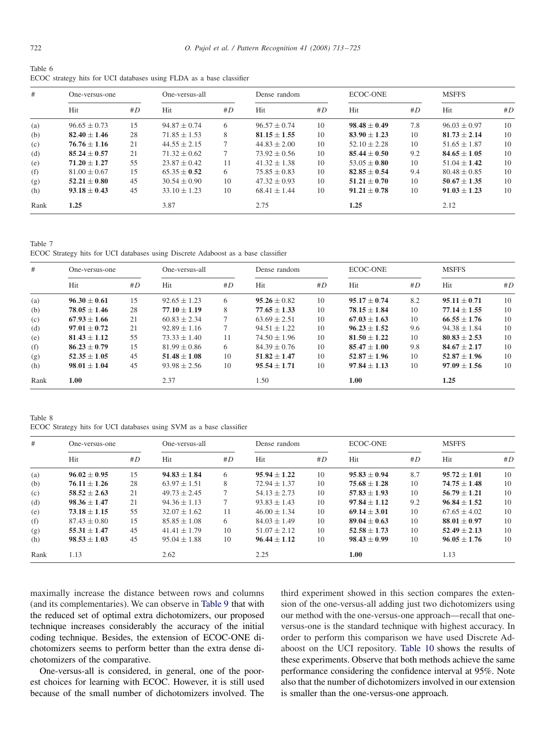Table 6
ECOC strategy hits for UCI databases using FLDA as a base classifier

| # | One-versus-one | | One-versus-all | | Dense random | | ECOC-ONE | | MSFFS | |
|---|---|---|---|---|---|---|---|---|---|---|
| | Hit | #D | Hit | #D | Hit | #D | Hit | #D | Hit | #D |
| (a) | 96.65 ± 0.73 | 15 | 94.87 ± 0.74 | 6 | 96.57 ± 0.74 | 10 | **98.48 ± 0.49** | 7.8 | 96.03 ± 0.97 | 10 |
| (b) | **82.40 ± 1.46** | 28 | 71.85 ± 1.53 | 8 | **81.15 ± 1.55** | 10 | **83.90 ± 1.23** | 10 | **81.73 ± 2.14** | 10 |
| (c) | **76.76 ± 1.16** | 21 | 44.55 ± 2.15 | 7 | 44.83 ± 2.00 | 10 | 52.10 ± 2.28 | 10 | 51.65 ± 1.87 | 10 |
| (d) | **85.24 ± 0.57** | 21 | 71.32 ± 0.62 | 7 | 73.92 ± 0.56 | 10 | **85.44 ± 0.50** | 9.2 | **84.65 ± 1.05** | 10 |
| (e) | **71.20 ± 1.27** | 55 | 23.87 ± 0.42 | 11 | 41.32 ± 1.38 | 10 | 53.05 ± **0.80** | 10 | 51.04 ± **1.42** | 10 |
| (f) | 81.00 ± 0.67 | 15 | 65.35 ± **0.52** | 6 | 75.85 ± 0.83 | 10 | **82.85 ± 0.54** | 9.4 | 80.48 ± 0.85 | 10 |
| (g) | **52.21 ± 0.80** | 45 | 30.54 ± 0.90 | 10 | 47.32 ± 0.93 | 10 | **51.21 ± 0.70** | 10 | **50.67 ± 1.35** | 10 |
| (h) | **93.18 ± 0.43** | 45 | 33.10 ± 1.23 | 10 | 68.41 ± 1.44 | 10 | **91.21 ± 0.78** | 10 | **91.03 ± 1.23** | 10 |
| Rank | **1.25** | | 3.87 | | 2.75 | | **1.25** | | 2.12 | |

Table 7
ECOC Strategy hits for UCI databases using Discrete Adaboost as a base classifier

| # | One-versus-one | | One-versus-all | | Dense random | | ECOC-ONE | | MSFFS | |
|---|---|---|---|---|---|---|---|---|---|---|
| | Hit | #D | Hit | #D | Hit | #D | Hit | #D | Hit | #D |
| (a) | **96.30 ± 0.61** | 15 | 92.65 ± 1.23 | 6 | **95.26** ± 0.82 | 10 | **95.17 ± 0.74** | 8.2 | **95.11 ± 0.71** | 10 |
| (b) | **78.05 ± 1.46** | 28 | **77.10 ± 1.19** | 8 | **77.65 ± 1.33** | 10 | **78.15 ± 1.84** | 10 | **77.14 ± 1.55** | 10 |
| (c) | **67.93 ± 1.66** | 21 | 60.83 ± 2.34 | 7 | 63.69 ± 2.51 | 10 | **67.03 ± 1.63** | 10 | **66.55 ± 1.76** | 10 |
| (d) | **97.01 ± 0.72** | 21 | 92.89 ± 1.16 | 7 | 94.51 ± 1.22 | 10 | **96.23 ± 1.52** | 9.6 | 94.38 ± 1.84 | 10 |
| (e) | **81.43 ± 1.12** | 55 | 73.33 ± 1.40 | 11 | 74.50 ± 1.96 | 10 | **81.50 ± 1.22** | 10 | **80.83 ± 2.53** | 10 |
| (f) | **86.23 ± 0.79** | 15 | 81.99 ± 0.86 | 6 | 84.39 ± 0.76 | 10 | **85.47 ± 1.00** | 9.8 | **84.67 ± 2.17** | 10 |
| (g) | **52.35 ± 1.05** | 45 | **51.48 ± 1.08** | 10 | **51.82 ± 1.47** | 10 | **52.87 ± 1.96** | 10 | **52.87 ± 1.96** | 10 |
| (h) | **98.01 ± 1.04** | 45 | 93.98 ± 2.56 | 10 | **95.54 ± 1.71** | 10 | **97.84 ± 1.13** | 10 | **97.09 ± 1.56** | 10 |
| Rank | **1.00** | | 2.37 | | 1.50 | | **1.00** | | **1.25** | |

Table 8
ECOC Strategy hits for UCI databases using SVM as a base classifier

| # | One-versus-one | | One-versus-all | | Dense random | | ECOC-ONE | | MSFFS | |
|---|---|---|---|---|---|---|---|---|---|---|
| | Hit | #D | Hit | #D | Hit | #D | Hit | #D | Hit | #D |
| (a) | **96.02 ± 0.95** | 15 | **94.83 ± 1.84** | 6 | **95.94 ± 1.22** | 10 | **95.83 ± 0.94** | 8.7 | **95.72 ± 1.01** | 10 |
| (b) | **76.11 ± 1.26** | 28 | 63.97 ± 1.51 | 8 | 72.94 ± 1.37 | 10 | **75.68 ± 1.28** | 10 | **74.75 ± 1.48** | 10 |
| (c) | **58.52 ± 2.63** | 21 | 49.73 ± 2.45 | 7 | 54.13 ± 2.73 | 10 | **57.83 ± 1.93** | 10 | **56.79 ± 1.21** | 10 |
| (d) | **98.36 ± 1.47** | 21 | 94.36 ± 1.13 | 7 | 93.83 ± 1.43 | 10 | **97.84 ± 1.12** | 9.2 | **96.84 ± 1.52** | 10 |
| (e) | **73.18 ± 1.15** | 55 | 32.07 ± 1.62 | 11 | 46.00 ± 1.34 | 10 | **69.14 ± 3.01** | 10 | 67.65 ± 4.02 | 10 |
| (f) | 87.43 ± 0.80 | 15 | 85.85 ± 1.08 | 6 | 84.03 ± 1.49 | 10 | **89.04 ± 0.63** | 10 | **88.01 ± 0.97** | 10 |
| (g) | **55.31 ± 1.47** | 45 | 41.41 ± 1.79 | 10 | 51.07 ± 2.12 | 10 | **52.58 ± 1.73** | 10 | **52.49 ± 2.13** | 10 |
| (h) | **98.53 ± 1.03** | 45 | 95.04 ± 1.88 | 10 | **96.44 ± 1.12** | 10 | **98.43 ± 0.99** | 10 | **96.05 ± 1.76** | 10 |
| Rank | 1.13 | | 2.62 | | 2.25 | | **1.00** | | 1.13 | |

maximally increase the distance between rows and columns (and its complementaries). We can observe in Table 9 that with the reduced set of optimal extra dichotomizers, our proposed technique increases considerably the accuracy of the initial coding technique. Besides, the extension of ECOC-ONE dichotomizers seems to perform better than the extra dense dichotomizers of the comparative.

One-versus-all is considered, in general, one of the poorest choices for learning with ECOC. However, it is still used because of the small number of dichotomizers involved. The third experiment showed in this section compares the extension of the one-versus-all adding just two dichotomizers using our method with the one-versus-one approach—recall that one-versus-one is the standard technique with highest accuracy. In order to perform this comparison we have used Discrete Adaboost on the UCI repository. Table 10 shows the results of these experiments. Observe that both methods achieve the same performance considering the confidence interval at 95%. Note also that the number of dichotomizers involved in our extension is smaller than the one-versus-one approach.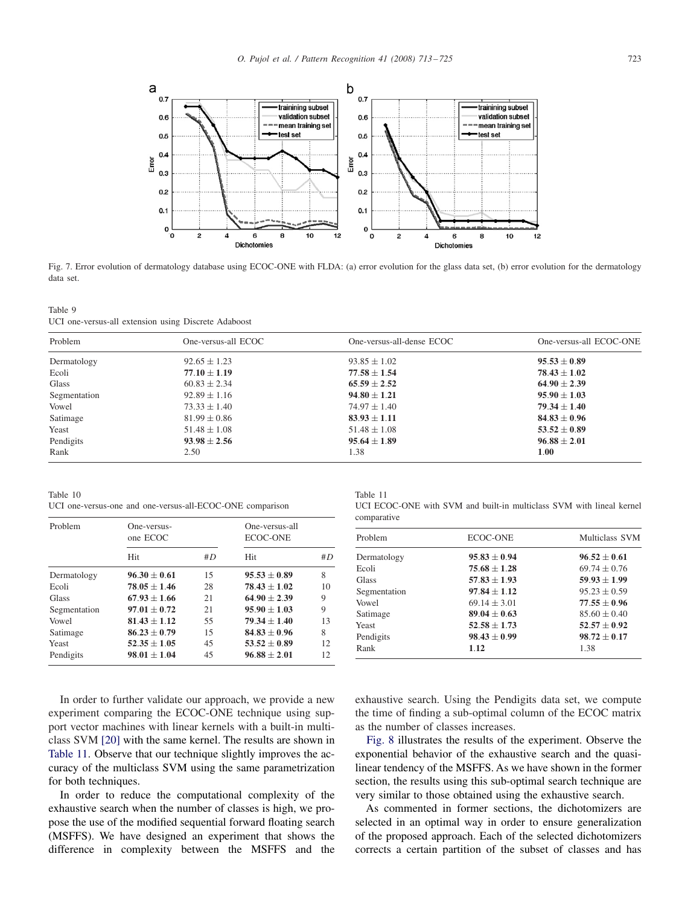Fig. 7. Error evolution of dermatology database using ECOC-ONE with FLDA: (a) error evolution for the glass data set, (b) error evolution for the dermatology data set.

Table 9
UCI one-versus-all extension using Discrete Adaboost

| Problem | One-versus-all ECOC | One-versus-all-dense ECOC | One-versus-all ECOC-ONE |
|---|---|---|---|
| Dermatology | $92.65 \pm 1.23$ | $93.85 \pm 1.02$ | $\mathbf{95.53 \pm 0.89}$ |
| Ecoli | $\mathbf{77.10 \pm 1.19}$ | $\mathbf{77.58 \pm 1.54}$ | $\mathbf{78.43 \pm 1.02}$ |
| Glass | $60.83 \pm 2.34$ | $\mathbf{65.59 \pm 2.52}$ | $\mathbf{64.90 \pm 2.39}$ |
| Segmentation | $92.89 \pm 1.16$ | $\mathbf{94.80 \pm 1.21}$ | $\mathbf{95.90 \pm 1.03}$ |
| Vowel | $73.33 \pm 1.40$ | $74.97 \pm 1.40$ | $\mathbf{79.34 \pm 1.40}$ |
| Satimage | $81.99 \pm 0.86$ | $\mathbf{83.93 \pm 1.11}$ | $\mathbf{84.83 \pm 0.96}$ |
| Yeast | $51.48 \pm 1.08$ | $51.48 \pm 1.08$ | $\mathbf{53.52 \pm 0.89}$ |
| Pendigits | $\mathbf{93.98 \pm 2.56}$ | $\mathbf{95.64 \pm 1.89}$ | $\mathbf{96.88 \pm 2.01}$ |
| Rank | 2.50 | 1.38 | **1.00** |

Table 10
UCI one-versus-one and one-versus-all-ECOC-ONE comparison

| Problem | One-versus-one ECOC | | One-versus-all ECOC-ONE | |
|---|---|---|---|---|
| | Hit | $\#D$ | Hit | $\#D$ |
| Dermatology | $\mathbf{96.30 \pm 0.61}$ | 15 | $\mathbf{95.53 \pm 0.89}$ | 8 |
| Ecoli | $\mathbf{78.05 \pm 1.46}$ | 28 | $\mathbf{78.43 \pm 1.02}$ | 10 |
| Glass | $\mathbf{67.93 \pm 1.66}$ | 21 | $\mathbf{64.90 \pm 2.39}$ | 9 |
| Segmentation | $\mathbf{97.01 \pm 0.72}$ | 21 | $\mathbf{95.90 \pm 1.03}$ | 9 |
| Vowel | $\mathbf{81.43 \pm 1.12}$ | 55 | $\mathbf{79.34 \pm 1.40}$ | 13 |
| Satimage | $\mathbf{86.23 \pm 0.79}$ | 15 | $\mathbf{84.83 \pm 0.96}$ | 8 |
| Yeast | $\mathbf{52.35 \pm 1.05}$ | 45 | $\mathbf{53.52 \pm 0.89}$ | 12 |
| Pendigits | $\mathbf{98.01 \pm 1.04}$ | 45 | $\mathbf{96.88 \pm 2.01}$ | 12 |

Table 11
UCI ECOC-ONE with SVM and built-in multiclass SVM with lineal kernel comparative

| Problem | ECOC-ONE | Multiclass SVM |
|---|---|---|
| Dermatology | $\mathbf{95.83 \pm 0.94}$ | $\mathbf{96.52 \pm 0.61}$ |
| Ecoli | $\mathbf{75.68 \pm 1.28}$ | $69.74 \pm 0.76$ |
| Glass | $\mathbf{57.83 \pm 1.93}$ | $\mathbf{59.93 \pm 1.99}$ |
| Segmentation | $\mathbf{97.84 \pm 1.12}$ | $95.23 \pm 0.59$ |
| Vowel | $69.14 \pm 3.01$ | $\mathbf{77.55 \pm 0.96}$ |
| Satimage | $\mathbf{89.04 \pm 0.63}$ | $85.60 \pm 0.40$ |
| Yeast | $\mathbf{52.58 \pm 1.73}$ | $\mathbf{52.57 \pm 0.92}$ |
| Pendigits | $\mathbf{98.43 \pm 0.99}$ | $\mathbf{98.72 \pm 0.17}$ |
| Rank | **1.12** | 1.38 |

In order to further validate our approach, we provide a new experiment comparing the ECOC-ONE technique using support vector machines with linear kernels with a built-in multiclass SVM [20] with the same kernel. The results are shown in Table 11. Observe that our technique slightly improves the accuracy of the multiclass SVM using the same parametrization for both techniques.

In order to reduce the computational complexity of the exhaustive search when the number of classes is high, we propose the use of the modified sequential forward floating search (MSFFS). We have designed an experiment that shows the difference in complexity between the MSFFS and the exhaustive search. Using the Pendigits data set, we compute the time of finding a sub-optimal column of the ECOC matrix as the number of classes increases.

Fig. 8 illustrates the results of the experiment. Observe the exponential behavior of the exhaustive search and the quasi-linear tendency of the MSFFS. As we have shown in the former section, the results using this sub-optimal search technique are very similar to those obtained using the exhaustive search.

As commented in former sections, the dichotomizers are selected in an optimal way in order to ensure generalization of the proposed approach. Each of the selected dichotomizers corrects a certain partition of the subset of classes and has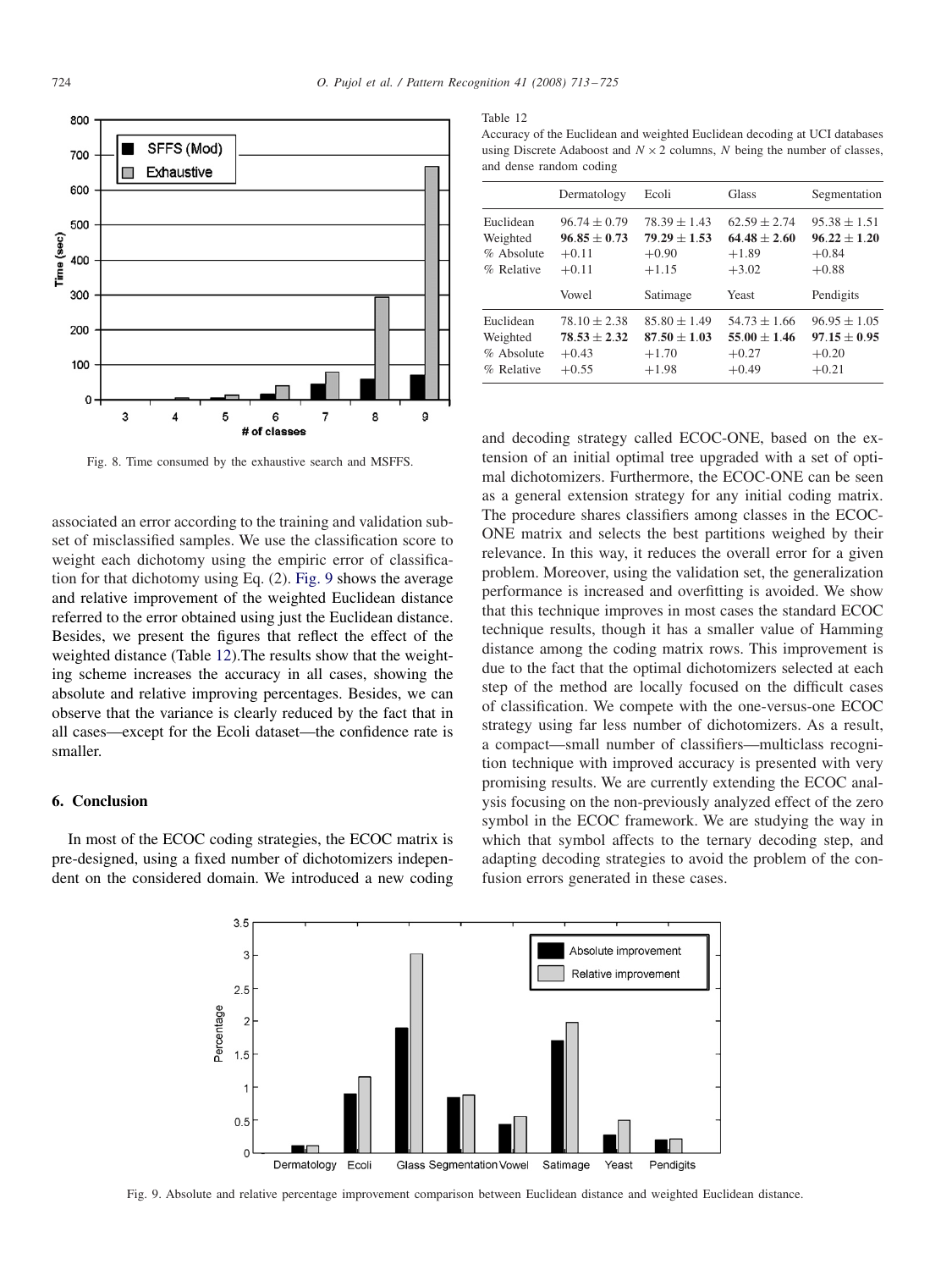Fig. 8. Time consumed by the exhaustive search and MSFFS.

associated an error according to the training and validation subset of misclassified samples. We use the classification score to weight each dichotomy using the empiric error of classification for that dichotomy using Eq. (2). Fig. 9 shows the average and relative improvement of the weighted Euclidean distance referred to the error obtained using just the Euclidean distance. Besides, we present the figures that reflect the effect of the weighted distance (Table 12).The results show that the weighting scheme increases the accuracy in all cases, showing the absolute and relative improving percentages. Besides, we can observe that the variance is clearly reduced by the fact that in all cases—except for the Ecoli dataset—the confidence rate is smaller.

Table 12

Accuracy of the Euclidean and weighted Euclidean decoding at UCI databases using Discrete Adaboost and $N \times 2$ columns, $N$ being the number of classes, and dense random coding

| | Dermatology | Ecoli | Glass | Segmentation |
|---|---|---|---|---|
| Euclidean | $96.74 \pm 0.79$ | $78.39 \pm 1.43$ | $62.59 \pm 2.74$ | $95.38 \pm 1.51$ |
| Weighted | $\mathbf{96.85 \pm 0.73}$ | $\mathbf{79.29 \pm 1.53}$ | $\mathbf{64.48 \pm 2.60}$ | $\mathbf{96.22 \pm 1.20}$ |
| % Absolute | +0.11 | +0.90 | +1.89 | +0.84 |
| % Relative | +0.11 | +1.15 | +3.02 | +0.88 |
| | **Vowel** | **Satimage** | **Yeast** | **Pendigits** |
| Euclidean | $78.10 \pm 2.38$ | $85.80 \pm 1.49$ | $54.73 \pm 1.66$ | $96.95 \pm 1.05$ |
| Weighted | $\mathbf{78.53 \pm 2.32}$ | $\mathbf{87.50 \pm 1.03}$ | $\mathbf{55.00 \pm 1.46}$ | $\mathbf{97.15 \pm 0.95}$ |
| % Absolute | +0.43 | +1.70 | +0.27 | +0.20 |
| % Relative | +0.55 | +1.98 | +0.49 | +0.21 |

## 6. Conclusion

In most of the ECOC coding strategies, the ECOC matrix is pre-designed, using a fixed number of dichotomizers independent on the considered domain. We introduced a new coding and decoding strategy called ECOC-ONE, based on the extension of an initial optimal tree upgraded with a set of optimal dichotomizers. Furthermore, the ECOC-ONE can be seen as a general extension strategy for any initial coding matrix. The procedure shares classifiers among classes in the ECOC-ONE matrix and selects the best partitions weighed by their relevance. In this way, it reduces the overall error for a given problem. Moreover, using the validation set, the generalization performance is increased and overfitting is avoided. We show that this technique improves in most cases the standard ECOC technique results, though it has a smaller value of Hamming distance among the coding matrix rows. This improvement is due to the fact that the optimal dichotomizers selected at each step of the method are locally focused on the difficult cases of classification. We compete with the one-versus-one ECOC strategy using far less number of dichotomizers. As a result, a compact—small number of classifiers—multiclass recognition technique with improved accuracy is presented with very promising results. We are currently extending the ECOC analysis focusing on the non-previously analyzed effect of the zero symbol in the ECOC framework. We are studying the way in which that symbol affects to the ternary decoding step, and adapting decoding strategies to avoid the problem of the confusion errors generated in these cases.

Fig. 9. Absolute and relative percentage improvement comparison between Euclidean distance and weighted Euclidean distance.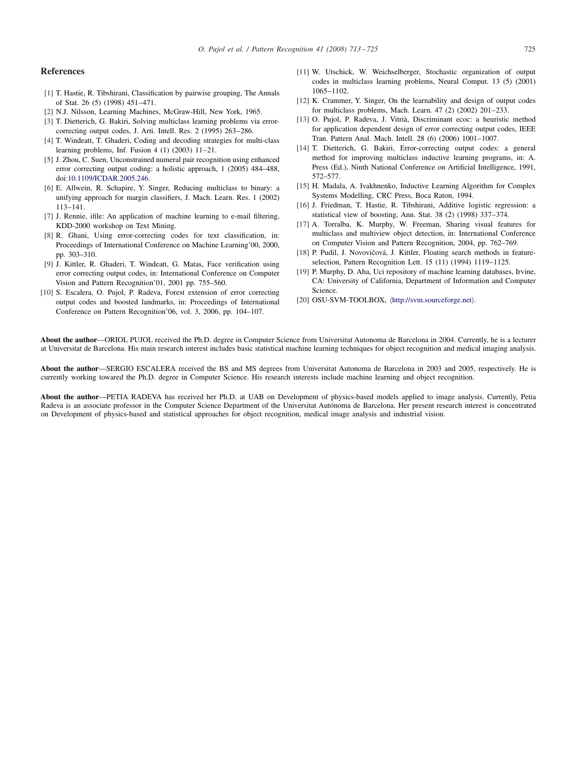## References

[1] T. Hastie, R. Tibshirani, Classification by pairwise grouping, The Annals of Stat. 26 (5) (1998) 451–471.

[2] N.J. Nilsson, Learning Machines, McGraw-Hill, New York, 1965.

[3] T. Dietterich, G. Bakiri, Solving multiclass learning problems via error-correcting output codes, J. Arti. Intell. Res. 2 (1995) 263–286.

[4] T. Windeatt, T. Ghaderi, Coding and decoding strategies for multi-class learning problems, Inf. Fusion 4 (1) (2003) 11–21.

[5] J. Zhou, C. Suen, Unconstrained numeral pair recognition using enhanced error correcting output coding: a holistic approach, 1 (2005) 484–488, doi:10.1109/ICDAR.2005.246.

[6] E. Allwein, R. Schapire, Y. Singer, Reducing multiclass to binary: a unifying approach for margin classifiers, J. Mach. Learn. Res. 1 (2002) 113–141.

[7] J. Rennie, ifile: An application of machine learning to e-mail filtering, KDD-2000 workshop on Text Mining.

[8] R. Ghani, Using error-correcting codes for text classification, in: Proceedings of International Conference on Machine Learning'00, 2000, pp. 303–310.

[9] J. Kittler, R. Ghaderi, T. Windeatt, G. Matas, Face verification using error correcting output codes, in: International Conference on Computer Vision and Pattern Recognition'01, 2001 pp. 755–560.

[10] S. Escalera, O. Pujol, P. Radeva, Forest extension of error correcting output codes and boosted landmarks, in: Proceedings of International Conference on Pattern Recognition'06, vol. 3, 2006, pp. 104–107.

[11] W. Utschick, W. Weichselberger, Stochastic organization of output codes in multiclass learning problems, Neural Comput. 13 (5) (2001) 1065–1102.

[12] K. Crammer, Y. Singer, On the learnability and design of output codes for multiclass problems, Mach. Learn. 47 (2) (2002) 201–233.

[13] O. Pujol, P. Radeva, J. Vitrià, Discriminant ecoc: a heuristic method for application dependent design of error correcting output codes, IEEE Tran. Pattern Anal. Mach. Intell. 28 (6) (2006) 1001–1007.

[14] T. Dietterich, G. Bakiri, Error-correcting output codes: a general method for improving multiclass inductive learning programs, in: A. Press (Ed.), Ninth National Conference on Artificial Intelligence, 1991, 572–577.

[15] H. Madala, A. Ivakhnenko, Inductive Learning Algorithm for Complex Systems Modelling, CRC Press, Boca Raton, 1994.

[16] J. Friedman, T. Hastie, R. Tibshirani, Additive logistic regression: a statistical view of boosting, Ann. Stat. 38 (2) (1998) 337–374.

[17] A. Torralba, K. Murphy, W. Freeman, Sharing visual features for multiclass and multiview object detection, in: International Conference on Computer Vision and Pattern Recognition, 2004, pp. 762–769.

[18] P. Pudil, J. Novovičová, J. Kittler, Floating search methods in feature-selection, Pattern Recognition Lett. 15 (11) (1994) 1119–1125.

[19] P. Murphy, D. Aha, Uci repository of machine learning databases, Irvine, CA: University of California, Department of Information and Computer Science.

[20] OSU-SVM-TOOLBOX, ⟨http://svm.sourceforge.net⟩.

**About the author**—ORIOL PUJOL received the Ph.D. degree in Computer Science from Universitat Autonoma de Barcelona in 2004. Currently, he is a lecturer at Universitat de Barcelona. His main research interest includes basic statistical machine learning techniques for object recognition and medical imaging analysis.

**About the author**—SERGIO ESCALERA received the BS and MS degrees from Universitat Autonoma de Barcelona in 2003 and 2005, respectively. He is currently working toward the Ph.D. degree in Computer Science. His research interests include machine learning and object recognition.

**About the author**—PETIA RADEVA has received her Ph.D. at UAB on Development of physics-based models applied to image analysis. Currently, Petia Radeva is an associate professor in the Computer Science Department of the Universitat Autónoma de Barcelona. Her present research interest is concentrated on Development of physics-based and statistical approaches for object recognition, medical image analysis and industrial vision.